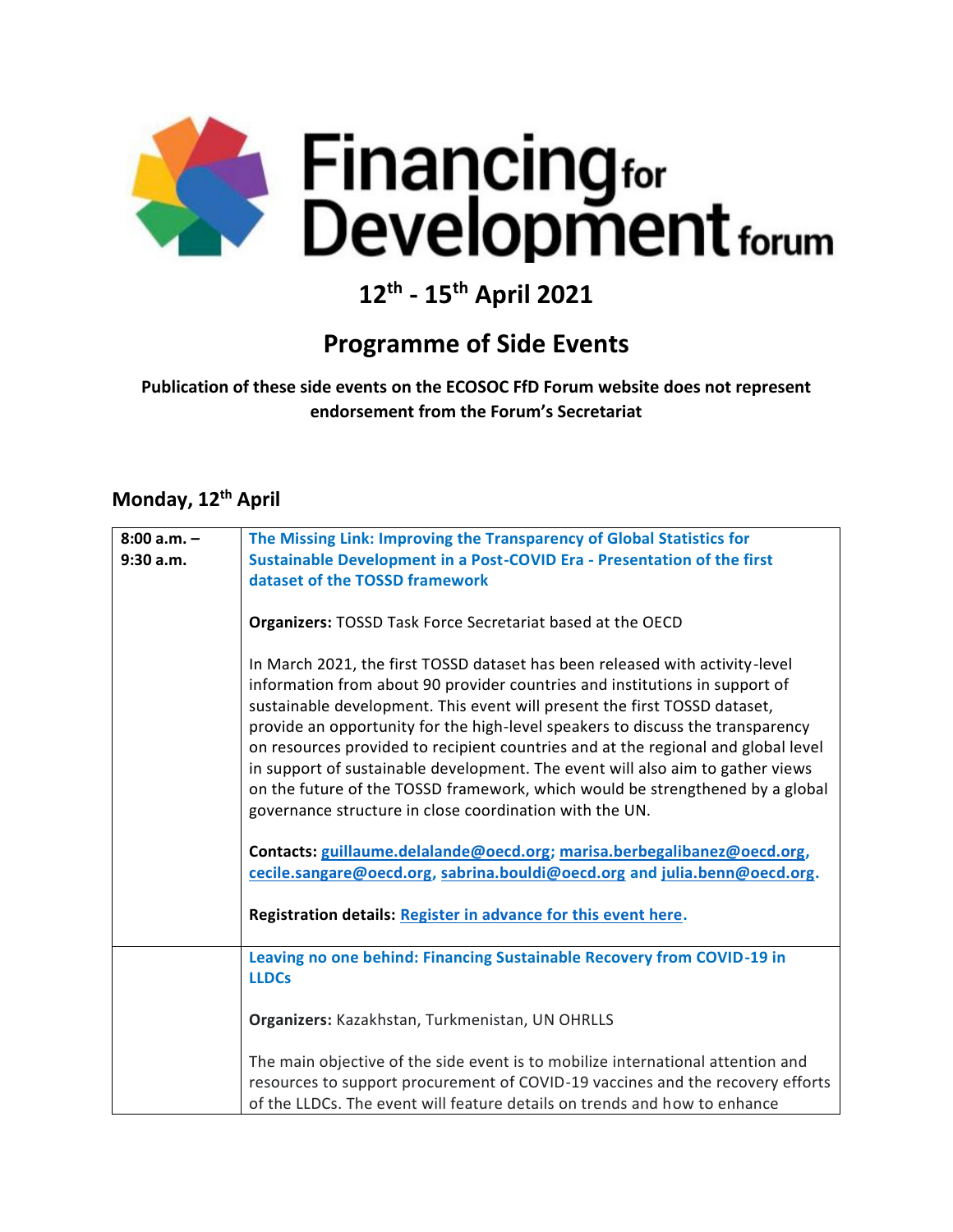# Financing for Development forum

## 12th - 15th April 2021

## Programme of Side Events

**Publication of these side events on the ECOSOC FfD Forum website does not represent endorsement from the Forum's Secretariat**

## Monday, 12th April

| | |
|---|---|
| **8:00 a.m. – 9:30 a.m.** | **The Missing Link: Improving the Transparency of Global Statistics for Sustainable Development in a Post-COVID Era - Presentation of the first dataset of the TOSSD framework**<br><br>**Organizers:** TOSSD Task Force Secretariat based at the OECD<br><br>In March 2021, the first TOSSD dataset has been released with activity-level information from about 90 provider countries and institutions in support of sustainable development. This event will present the first TOSSD dataset, provide an opportunity for the high-level speakers to discuss the transparency on resources provided to recipient countries and at the regional and global level in support of sustainable development. The event will also aim to gather views on the future of the TOSSD framework, which would be strengthened by a global governance structure in close coordination with the UN.<br><br>**Contacts:** guillaume.delalande@oecd.org; marisa.berbegalibanez@oecd.org, cecile.sangare@oecd.org, sabrina.bouldi@oecd.org and julia.benn@oecd.org.<br><br>**Registration details:** Register in advance for this event here. |
| | **Leaving no one behind: Financing Sustainable Recovery from COVID-19 in LLDCs**<br><br>**Organizers:** Kazakhstan, Turkmenistan, UN OHRLLS<br><br>The main objective of the side event is to mobilize international attention and resources to support procurement of COVID-19 vaccines and the recovery efforts of the LLDCs. The event will feature details on trends and how to enhance |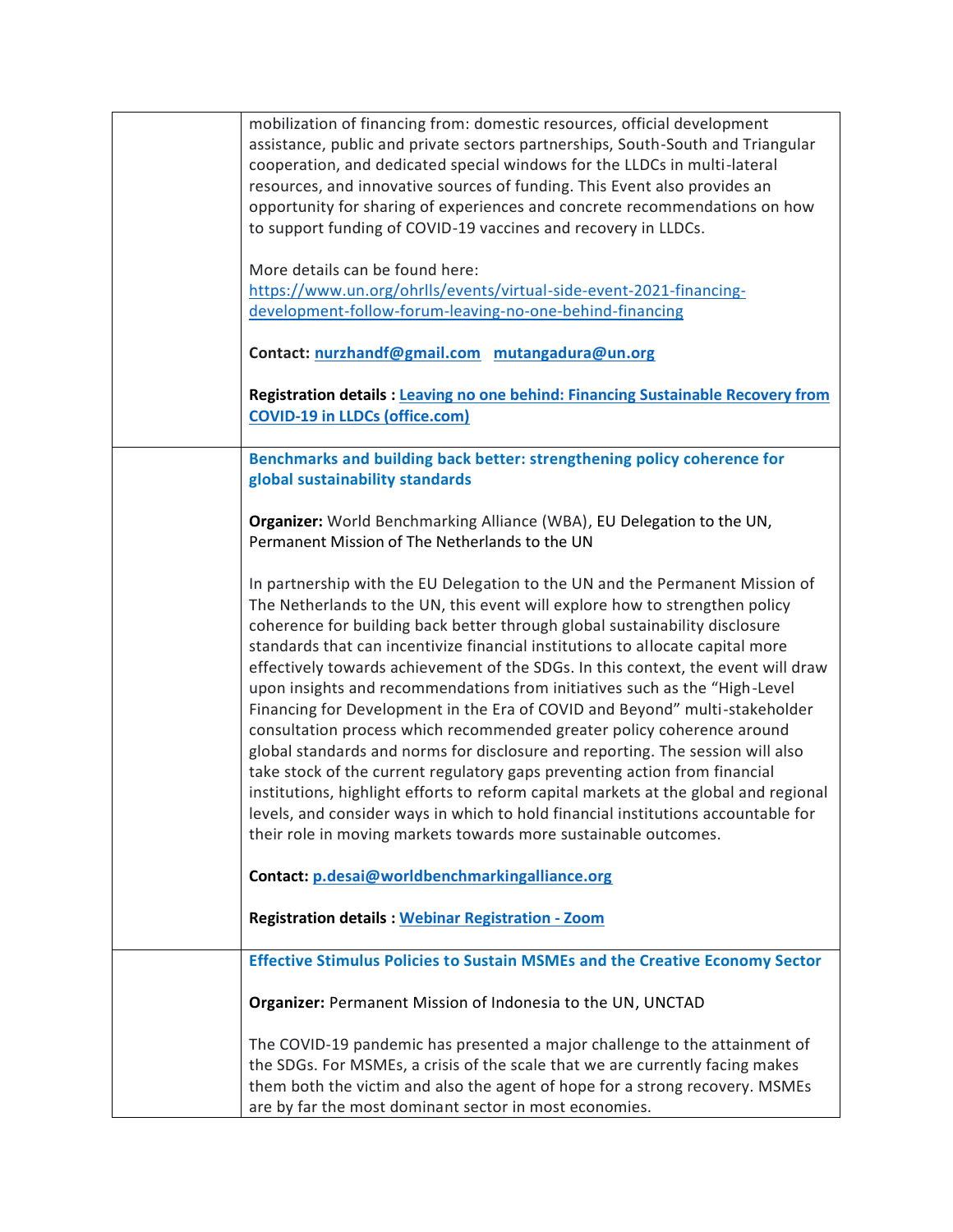| | |
|---|---|
| | mobilization of financing from: domestic resources, official development assistance, public and private sectors partnerships, South-South and Triangular cooperation, and dedicated special windows for the LLDCs in multi-lateral resources, and innovative sources of funding. This Event also provides an opportunity for sharing of experiences and concrete recommendations on how to support funding of COVID-19 vaccines and recovery in LLDCs.<br><br>More details can be found here: https://www.un.org/ohrlls/events/virtual-side-event-2021-financing-development-follow-forum-leaving-no-one-behind-financing<br><br>**Contact:** **nurzhandf@gmail.com** **mutangadura@un.org**<br><br>**Registration details : Leaving no one behind: Financing Sustainable Recovery from COVID-19 in LLDCs (office.com)** |
| | **Benchmarks and building back better: strengthening policy coherence for global sustainability standards**<br><br>**Organizer:** World Benchmarking Alliance (WBA), EU Delegation to the UN, Permanent Mission of The Netherlands to the UN<br><br>In partnership with the EU Delegation to the UN and the Permanent Mission of The Netherlands to the UN, this event will explore how to strengthen policy coherence for building back better through global sustainability disclosure standards that can incentivize financial institutions to allocate capital more effectively towards achievement of the SDGs. In this context, the event will draw upon insights and recommendations from initiatives such as the "High-Level Financing for Development in the Era of COVID and Beyond" multi-stakeholder consultation process which recommended greater policy coherence around global standards and norms for disclosure and reporting. The session will also take stock of the current regulatory gaps preventing action from financial institutions, highlight efforts to reform capital markets at the global and regional levels, and consider ways in which to hold financial institutions accountable for their role in moving markets towards more sustainable outcomes.<br><br>**Contact:** **p.desai@worldbenchmarkingalliance.org**<br><br>**Registration details : Webinar Registration - Zoom** |
| | **Effective Stimulus Policies to Sustain MSMEs and the Creative Economy Sector**<br><br>**Organizer:** Permanent Mission of Indonesia to the UN, UNCTAD<br><br>The COVID-19 pandemic has presented a major challenge to the attainment of the SDGs. For MSMEs, a crisis of the scale that we are currently facing makes them both the victim and also the agent of hope for a strong recovery. MSMEs are by far the most dominant sector in most economies. |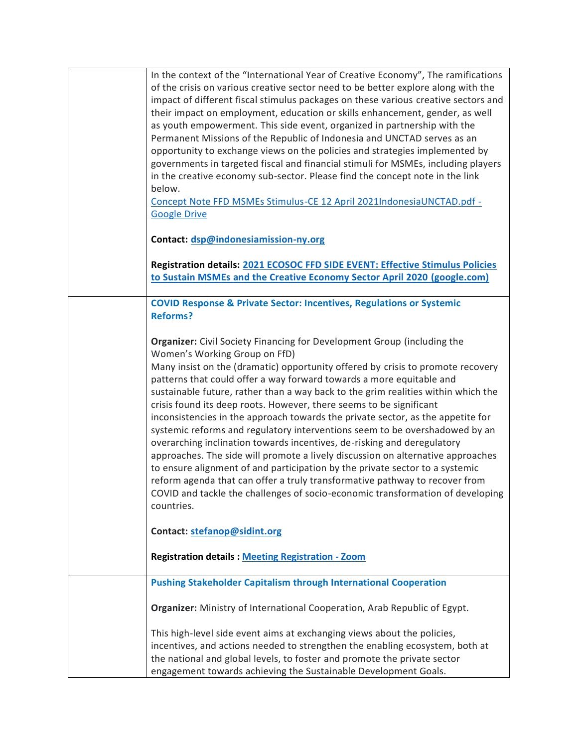| | |
|---|---|
| | In the context of the "International Year of Creative Economy", The ramifications of the crisis on various creative sector need to be better explore along with the impact of different fiscal stimulus packages on these various creative sectors and their impact on employment, education or skills enhancement, gender, as well as youth empowerment. This side event, organized in partnership with the Permanent Missions of the Republic of Indonesia and UNCTAD serves as an opportunity to exchange views on the policies and strategies implemented by governments in targeted fiscal and financial stimuli for MSMEs, including players in the creative economy sub-sector. Please find the concept note in the link below.<br>[Concept Note FFD MSMEs Stimulus-CE 12 April 2021IndonesiaUNCTAD.pdf - Google Drive]()<br><br>**Contact:** **dsp@indonesiamission-ny.org**<br><br>**Registration details:** **[2021 ECOSOC FFD SIDE EVENT: Effective Stimulus Policies to Sustain MSMEs and the Creative Economy Sector April 2020 (google.com)]()** |
| | **COVID Response & Private Sector: Incentives, Regulations or Systemic Reforms?**<br><br>**Organizer:** Civil Society Financing for Development Group (including the Women's Working Group on FfD)<br>Many insist on the (dramatic) opportunity offered by crisis to promote recovery patterns that could offer a way forward towards a more equitable and sustainable future, rather than a way back to the grim realities within which the crisis found its deep roots. However, there seems to be significant inconsistencies in the approach towards the private sector, as the appetite for systemic reforms and regulatory interventions seem to be overshadowed by an overarching inclination towards incentives, de-risking and deregulatory approaches. The side will promote a lively discussion on alternative approaches to ensure alignment of and participation by the private sector to a systemic reform agenda that can offer a truly transformative pathway to recover from COVID and tackle the challenges of socio-economic transformation of developing countries.<br><br>**Contact:** **stefanop@sidint.org**<br><br>**Registration details :** **[Meeting Registration - Zoom]()** |
| | **Pushing Stakeholder Capitalism through International Cooperation**<br><br>**Organizer:** Ministry of International Cooperation, Arab Republic of Egypt.<br><br>This high-level side event aims at exchanging views about the policies, incentives, and actions needed to strengthen the enabling ecosystem, both at the national and global levels, to foster and promote the private sector engagement towards achieving the Sustainable Development Goals. |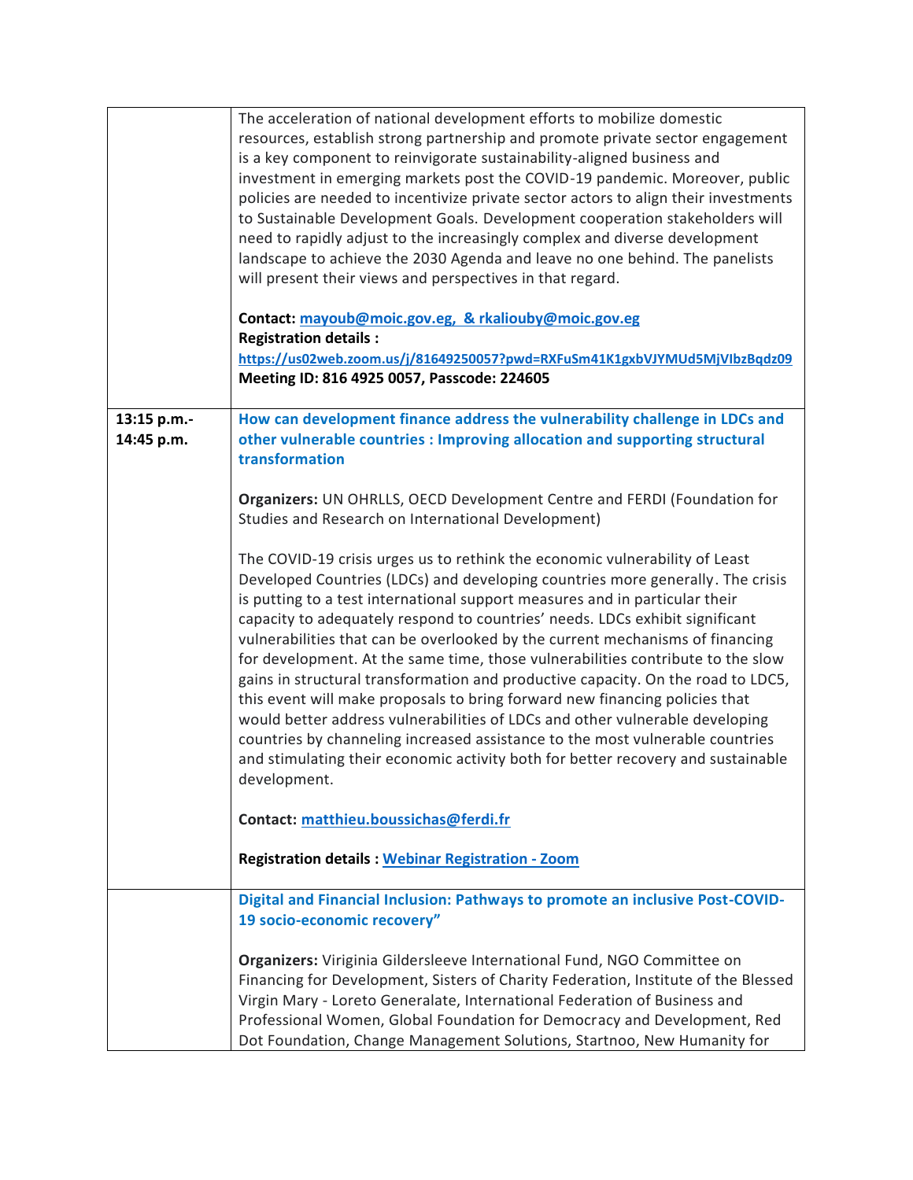| | |
|---|---|
| | The acceleration of national development efforts to mobilize domestic resources, establish strong partnership and promote private sector engagement is a key component to reinvigorate sustainability-aligned business and investment in emerging markets post the COVID-19 pandemic. Moreover, public policies are needed to incentivize private sector actors to align their investments to Sustainable Development Goals. Development cooperation stakeholders will need to rapidly adjust to the increasingly complex and diverse development landscape to achieve the 2030 Agenda and leave no one behind. The panelists will present their views and perspectives in that regard.<br><br>**Contact: mayoub@moic.gov.eg, & rkaliouby@moic.gov.eg**<br>**Registration details :**<br>**https://us02web.zoom.us/j/81649250057?pwd=RXFuSm41K1gxbVJYMUd5MjVIbzBqdz09**<br>**Meeting ID: 816 4925 0057, Passcode: 224605** |
| **13:15 p.m.-14:45 p.m.** | **How can development finance address the vulnerability challenge in LDCs and other vulnerable countries : Improving allocation and supporting structural transformation**<br><br>**Organizers:** UN OHRLLS, OECD Development Centre and FERDI (Foundation for Studies and Research on International Development)<br><br>The COVID-19 crisis urges us to rethink the economic vulnerability of Least Developed Countries (LDCs) and developing countries more generally. The crisis is putting to a test international support measures and in particular their capacity to adequately respond to countries' needs. LDCs exhibit significant vulnerabilities that can be overlooked by the current mechanisms of financing for development. At the same time, those vulnerabilities contribute to the slow gains in structural transformation and productive capacity. On the road to LDC5, this event will make proposals to bring forward new financing policies that would better address vulnerabilities of LDCs and other vulnerable developing countries by channeling increased assistance to the most vulnerable countries and stimulating their economic activity both for better recovery and sustainable development.<br><br>**Contact:** matthieu.boussichas@ferdi.fr<br><br>**Registration details :** Webinar Registration - Zoom |
| | **Digital and Financial Inclusion: Pathways to promote an inclusive Post-COVID-19 socio-economic recovery"**<br><br>**Organizers:** Viriginia Gildersleeve International Fund, NGO Committee on Financing for Development, Sisters of Charity Federation, Institute of the Blessed Virgin Mary - Loreto Generalate, International Federation of Business and Professional Women, Global Foundation for Democracy and Development, Red Dot Foundation, Change Management Solutions, Startnoo, New Humanity for |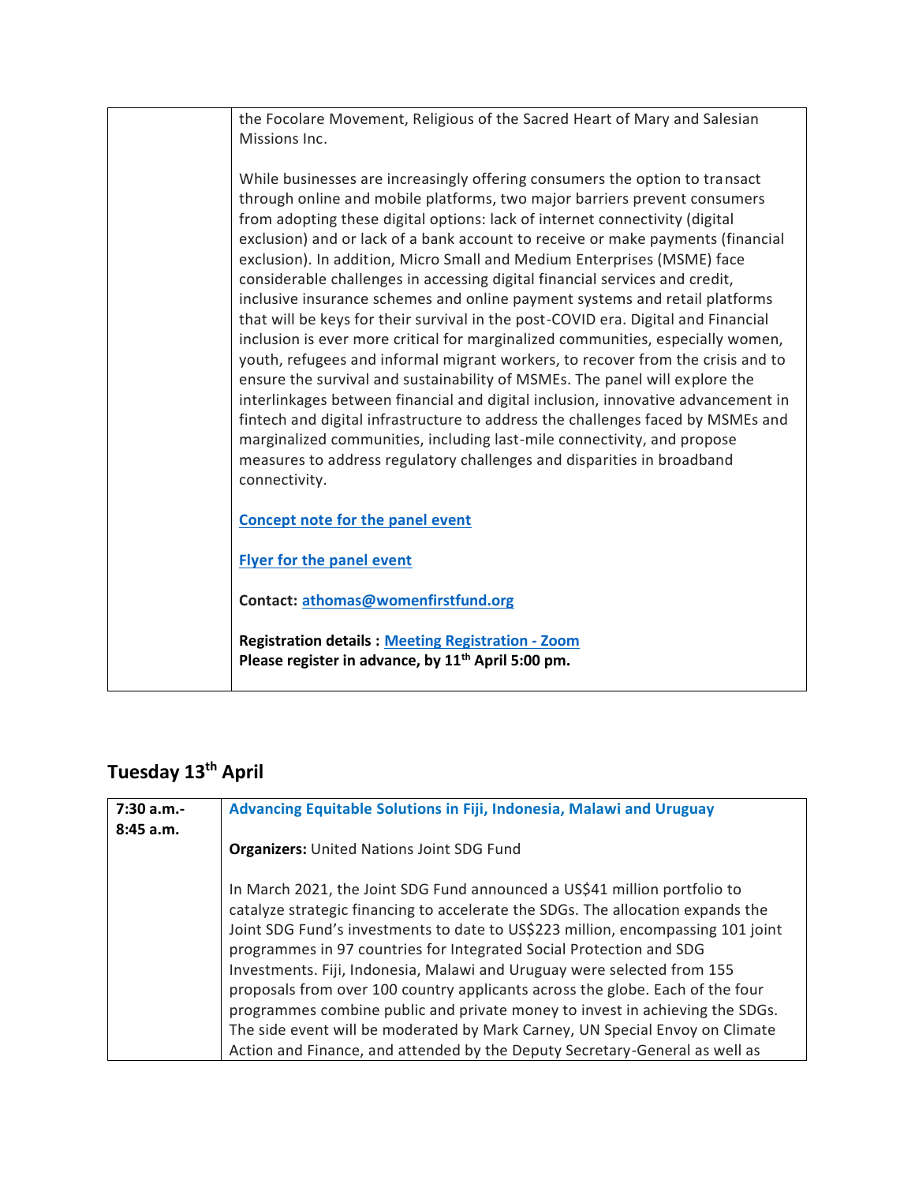| | |
|---|---|
| | the Focolare Movement, Religious of the Sacred Heart of Mary and Salesian Missions Inc.<br><br>While businesses are increasingly offering consumers the option to transact through online and mobile platforms, two major barriers prevent consumers from adopting these digital options: lack of internet connectivity (digital exclusion) and or lack of a bank account to receive or make payments (financial exclusion). In addition, Micro Small and Medium Enterprises (MSME) face considerable challenges in accessing digital financial services and credit, inclusive insurance schemes and online payment systems and retail platforms that will be keys for their survival in the post-COVID era. Digital and Financial inclusion is ever more critical for marginalized communities, especially women, youth, refugees and informal migrant workers, to recover from the crisis and to ensure the survival and sustainability of MSMEs. The panel will explore the interlinkages between financial and digital inclusion, innovative advancement in fintech and digital infrastructure to address the challenges faced by MSMEs and marginalized communities, including last-mile connectivity, and propose measures to address regulatory challenges and disparities in broadband connectivity.<br><br>**Concept note for the panel event**<br><br>**Flyer for the panel event**<br><br>**Contact: athomas@womenfirstfund.org**<br><br>**Registration details : Meeting Registration - Zoom**<br>**Please register in advance, by 11th April 5:00 pm.** |

## Tuesday 13th April

| | |
|---|---|
| **7:30 a.m.- 8:45 a.m.** | **Advancing Equitable Solutions in Fiji, Indonesia, Malawi and Uruguay**<br><br>**Organizers:** United Nations Joint SDG Fund<br><br>In March 2021, the Joint SDG Fund announced a US$41 million portfolio to catalyze strategic financing to accelerate the SDGs. The allocation expands the Joint SDG Fund's investments to date to US$223 million, encompassing 101 joint programmes in 97 countries for Integrated Social Protection and SDG Investments. Fiji, Indonesia, Malawi and Uruguay were selected from 155 proposals from over 100 country applicants across the globe. Each of the four programmes combine public and private money to invest in achieving the SDGs. The side event will be moderated by Mark Carney, UN Special Envoy on Climate Action and Finance, and attended by the Deputy Secretary-General as well as |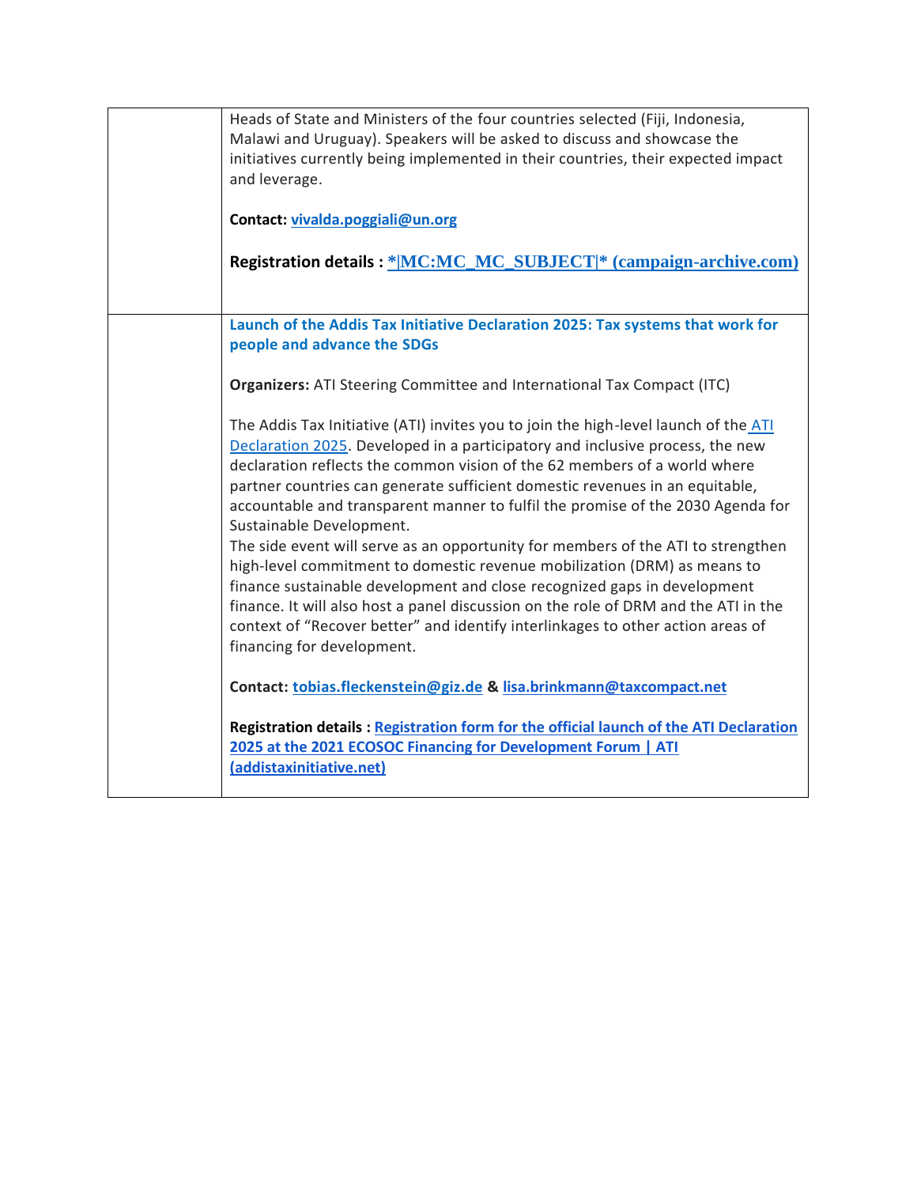| | |
|---|---|
| | Heads of State and Ministers of the four countries selected (Fiji, Indonesia, Malawi and Uruguay). Speakers will be asked to discuss and showcase the initiatives currently being implemented in their countries, their expected impact and leverage.<br><br>**Contact:** **vivalda.poggiali@un.org**<br><br>**Registration details :** **\*\|MC:MC_MC_SUBJECT\|\* (campaign-archive.com)** |
| | **Launch of the Addis Tax Initiative Declaration 2025: Tax systems that work for people and advance the SDGs**<br><br>**Organizers:** ATI Steering Committee and International Tax Compact (ITC)<br><br>The Addis Tax Initiative (ATI) invites you to join the high-level launch of the ATI Declaration 2025. Developed in a participatory and inclusive process, the new declaration reflects the common vision of the 62 members of a world where partner countries can generate sufficient domestic revenues in an equitable, accountable and transparent manner to fulfil the promise of the 2030 Agenda for Sustainable Development.<br>The side event will serve as an opportunity for members of the ATI to strengthen high-level commitment to domestic revenue mobilization (DRM) as means to finance sustainable development and close recognized gaps in development finance. It will also host a panel discussion on the role of DRM and the ATI in the context of "Recover better" and identify interlinkages to other action areas of financing for development.<br><br>**Contact:** **tobias.fleckenstein@giz.de** **&** **lisa.brinkmann@taxcompact.net**<br><br>**Registration details :** **Registration form for the official launch of the ATI Declaration 2025 at the 2021 ECOSOC Financing for Development Forum \| ATI (addistaxinitiative.net)** |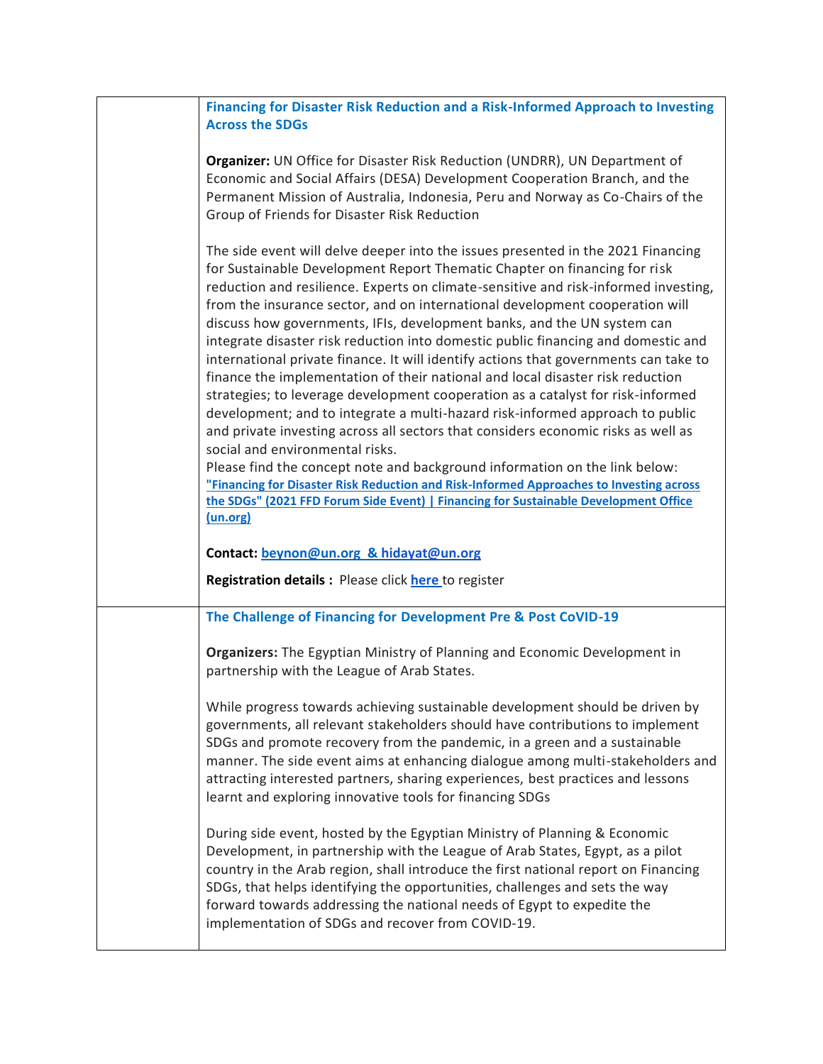| | |
|---|---|
| | **Financing for Disaster Risk Reduction and a Risk-Informed Approach to Investing Across the SDGs**<br><br>**Organizer:** UN Office for Disaster Risk Reduction (UNDRR), UN Department of Economic and Social Affairs (DESA) Development Cooperation Branch, and the Permanent Mission of Australia, Indonesia, Peru and Norway as Co-Chairs of the Group of Friends for Disaster Risk Reduction<br><br>The side event will delve deeper into the issues presented in the 2021 Financing for Sustainable Development Report Thematic Chapter on financing for risk reduction and resilience. Experts on climate-sensitive and risk-informed investing, from the insurance sector, and on international development cooperation will discuss how governments, IFIs, development banks, and the UN system can integrate disaster risk reduction into domestic public financing and domestic and international private finance. It will identify actions that governments can take to finance the implementation of their national and local disaster risk reduction strategies; to leverage development cooperation as a catalyst for risk-informed development; and to integrate a multi-hazard risk-informed approach to public and private investing across all sectors that considers economic risks as well as social and environmental risks.<br>Please find the concept note and background information on the link below:<br>**"Financing for Disaster Risk Reduction and Risk-Informed Approaches to Investing across the SDGs" (2021 FFD Forum Side Event) \| Financing for Sustainable Development Office (un.org)**<br><br>**Contact:** **beynon@un.org & hidayat@un.org**<br><br>**Registration details :** Please click **here** to register |
| | **The Challenge of Financing for Development Pre & Post CoVID-19**<br><br>**Organizers:** The Egyptian Ministry of Planning and Economic Development in partnership with the League of Arab States.<br><br>While progress towards achieving sustainable development should be driven by governments, all relevant stakeholders should have contributions to implement SDGs and promote recovery from the pandemic, in a green and a sustainable manner. The side event aims at enhancing dialogue among multi-stakeholders and attracting interested partners, sharing experiences, best practices and lessons learnt and exploring innovative tools for financing SDGs<br><br>During side event, hosted by the Egyptian Ministry of Planning & Economic Development, in partnership with the League of Arab States, Egypt, as a pilot country in the Arab region, shall introduce the first national report on Financing SDGs, that helps identifying the opportunities, challenges and sets the way forward towards addressing the national needs of Egypt to expedite the implementation of SDGs and recover from COVID-19. |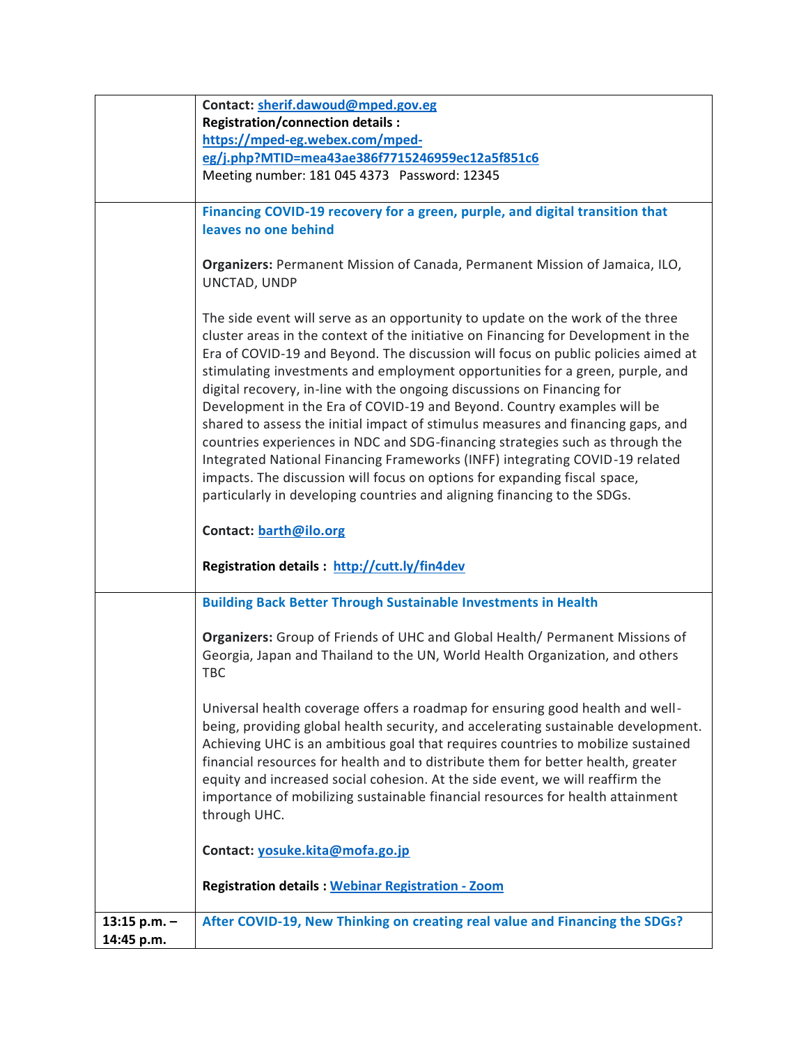| | |
|---|---|
| | **Contact:** sherif.dawoud@mped.gov.eg<br>**Registration/connection details :**<br>https://mped-eg.webex.com/mped-eg/j.php?MTID=mea43ae386f7715246959ec12a5f851c6<br>Meeting number: 181 045 4373   Password: 12345 |
| | **Financing COVID-19 recovery for a green, purple, and digital transition that leaves no one behind**<br><br>**Organizers:** Permanent Mission of Canada, Permanent Mission of Jamaica, ILO, UNCTAD, UNDP<br><br>The side event will serve as an opportunity to update on the work of the three cluster areas in the context of the initiative on Financing for Development in the Era of COVID-19 and Beyond. The discussion will focus on public policies aimed at stimulating investments and employment opportunities for a green, purple, and digital recovery, in-line with the ongoing discussions on Financing for Development in the Era of COVID-19 and Beyond. Country examples will be shared to assess the initial impact of stimulus measures and financing gaps, and countries experiences in NDC and SDG-financing strategies such as through the Integrated National Financing Frameworks (INFF) integrating COVID-19 related impacts. The discussion will focus on options for expanding fiscal space, particularly in developing countries and aligning financing to the SDGs.<br><br>**Contact:** barth@ilo.org<br><br>**Registration details :** http://cutt.ly/fin4dev |
| | **Building Back Better Through Sustainable Investments in Health**<br><br>**Organizers:** Group of Friends of UHC and Global Health/ Permanent Missions of Georgia, Japan and Thailand to the UN, World Health Organization, and others TBC<br><br>Universal health coverage offers a roadmap for ensuring good health and well-being, providing global health security, and accelerating sustainable development. Achieving UHC is an ambitious goal that requires countries to mobilize sustained financial resources for health and to distribute them for better health, greater equity and increased social cohesion. At the side event, we will reaffirm the importance of mobilizing sustainable financial resources for health attainment through UHC.<br><br>**Contact:** yosuke.kita@mofa.go.jp<br><br>**Registration details :** Webinar Registration - Zoom |
| **13:15 p.m. – 14:45 p.m.** | **After COVID-19, New Thinking on creating real value and Financing the SDGs?** |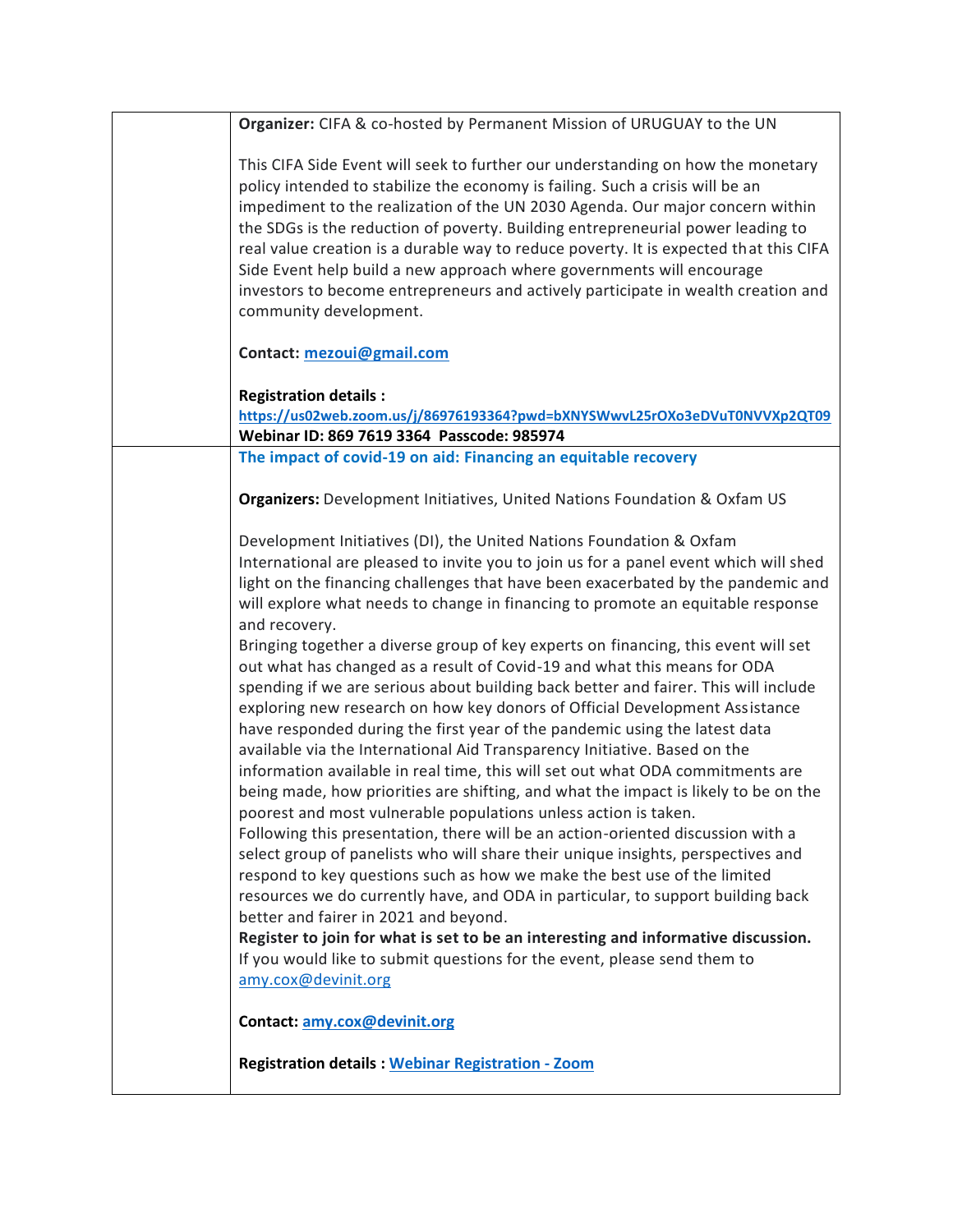| | |
|---|---|
| | **Organizer:** CIFA & co-hosted by Permanent Mission of URUGUAY to the UN<br><br>This CIFA Side Event will seek to further our understanding on how the monetary policy intended to stabilize the economy is failing. Such a crisis will be an impediment to the realization of the UN 2030 Agenda. Our major concern within the SDGs is the reduction of poverty. Building entrepreneurial power leading to real value creation is a durable way to reduce poverty. It is expected that this CIFA Side Event help build a new approach where governments will encourage investors to become entrepreneurs and actively participate in wealth creation and community development.<br><br>**Contact:** **mezoui@gmail.com**<br><br>**Registration details :**<br>**https://us02web.zoom.us/j/86976193364?pwd=bXNYSWwvL25rOXo3eDVuT0NVVXp2QT09**<br>**Webinar ID: 869 7619 3364 Passcode: 985974** |
| | **The impact of covid-19 on aid: Financing an equitable recovery**<br><br>**Organizers:** Development Initiatives, United Nations Foundation & Oxfam US<br><br>Development Initiatives (DI), the United Nations Foundation & Oxfam International are pleased to invite you to join us for a panel event which will shed light on the financing challenges that have been exacerbated by the pandemic and will explore what needs to change in financing to promote an equitable response and recovery.<br>Bringing together a diverse group of key experts on financing, this event will set out what has changed as a result of Covid-19 and what this means for ODA spending if we are serious about building back better and fairer. This will include exploring new research on how key donors of Official Development Assistance have responded during the first year of the pandemic using the latest data available via the International Aid Transparency Initiative. Based on the information available in real time, this will set out what ODA commitments are being made, how priorities are shifting, and what the impact is likely to be on the poorest and most vulnerable populations unless action is taken.<br>Following this presentation, there will be an action-oriented discussion with a select group of panelists who will share their unique insights, perspectives and respond to key questions such as how we make the best use of the limited resources we do currently have, and ODA in particular, to support building back better and fairer in 2021 and beyond.<br>**Register to join for what is set to be an interesting and informative discussion.**<br>If you would like to submit questions for the event, please send them to amy.cox@devinit.org<br><br>**Contact:** **amy.cox@devinit.org**<br><br>**Registration details :** **Webinar Registration - Zoom** |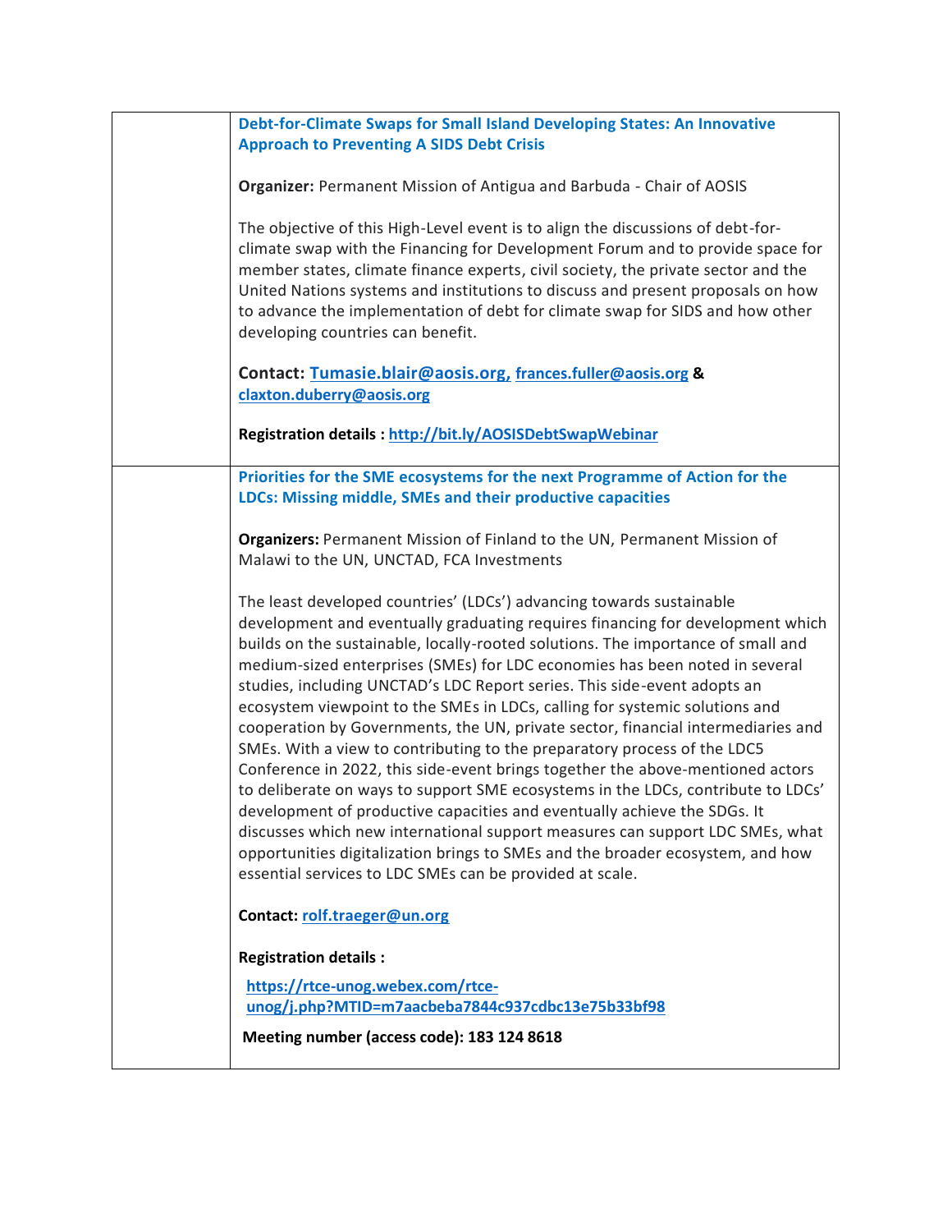| | |
|---|---|
| | **Debt-for-Climate Swaps for Small Island Developing States: An Innovative Approach to Preventing A SIDS Debt Crisis**<br><br>**Organizer:** Permanent Mission of Antigua and Barbuda - Chair of AOSIS<br><br>The objective of this High-Level event is to align the discussions of debt-for-climate swap with the Financing for Development Forum and to provide space for member states, climate finance experts, civil society, the private sector and the United Nations systems and institutions to discuss and present proposals on how to advance the implementation of debt for climate swap for SIDS and how other developing countries can benefit.<br><br>**Contact: Tumasie.blair@aosis.org,** frances.fuller@aosis.org **&** claxton.duberry@aosis.org<br><br>**Registration details : http://bit.ly/AOSISDebtSwapWebinar** |
| | **Priorities for the SME ecosystems for the next Programme of Action for the LDCs: Missing middle, SMEs and their productive capacities**<br><br>**Organizers:** Permanent Mission of Finland to the UN, Permanent Mission of Malawi to the UN, UNCTAD, FCA Investments<br><br>The least developed countries' (LDCs') advancing towards sustainable development and eventually graduating requires financing for development which builds on the sustainable, locally-rooted solutions. The importance of small and medium-sized enterprises (SMEs) for LDC economies has been noted in several studies, including UNCTAD's LDC Report series. This side-event adopts an ecosystem viewpoint to the SMEs in LDCs, calling for systemic solutions and cooperation by Governments, the UN, private sector, financial intermediaries and SMEs. With a view to contributing to the preparatory process of the LDC5 Conference in 2022, this side-event brings together the above-mentioned actors to deliberate on ways to support SME ecosystems in the LDCs, contribute to LDCs' development of productive capacities and eventually achieve the SDGs. It discusses which new international support measures can support LDC SMEs, what opportunities digitalization brings to SMEs and the broader ecosystem, and how essential services to LDC SMEs can be provided at scale.<br><br>**Contact:** rolf.traeger@un.org<br><br>**Registration details :**<br><br>**https://rtce-unog.webex.com/rtce-unog/j.php?MTID=m7aacbeba7844c937cdbc13e75b33bf98**<br><br>**Meeting number (access code): 183 124 8618** |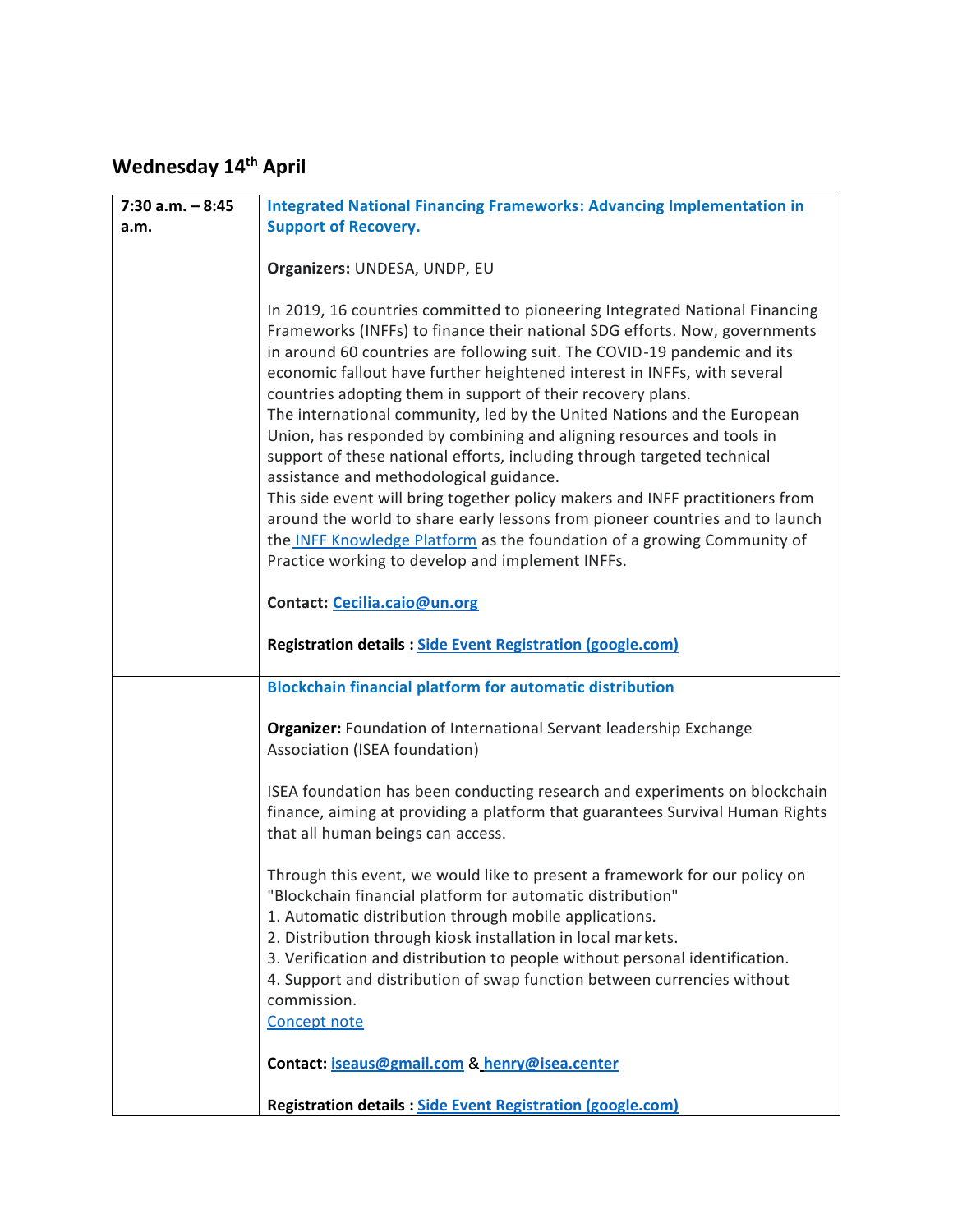## Wednesday 14th April

| | |
|---|---|
| **7:30 a.m. – 8:45 a.m.** | **Integrated National Financing Frameworks: Advancing Implementation in Support of Recovery.**<br><br>**Organizers:** UNDESA, UNDP, EU<br><br>In 2019, 16 countries committed to pioneering Integrated National Financing Frameworks (INFFs) to finance their national SDG efforts. Now, governments in around 60 countries are following suit. The COVID-19 pandemic and its economic fallout have further heightened interest in INFFs, with several countries adopting them in support of their recovery plans.<br>The international community, led by the United Nations and the European Union, has responded by combining and aligning resources and tools in support of these national efforts, including through targeted technical assistance and methodological guidance.<br>This side event will bring together policy makers and INFF practitioners from around the world to share early lessons from pioneer countries and to launch the INFF Knowledge Platform as the foundation of a growing Community of Practice working to develop and implement INFFs.<br><br>**Contact:** Cecilia.caio@un.org<br><br>**Registration details :** Side Event Registration (google.com) |
| | **Blockchain financial platform for automatic distribution**<br><br>**Organizer:** Foundation of International Servant leadership Exchange Association (ISEA foundation)<br><br>ISEA foundation has been conducting research and experiments on blockchain finance, aiming at providing a platform that guarantees Survival Human Rights that all human beings can access.<br><br>Through this event, we would like to present a framework for our policy on "Blockchain financial platform for automatic distribution"<br>1. Automatic distribution through mobile applications.<br>2. Distribution through kiosk installation in local markets.<br>3. Verification and distribution to people without personal identification.<br>4. Support and distribution of swap function between currencies without commission.<br>Concept note<br><br>**Contact:** iseaus@gmail.com & henry@isea.center<br><br>**Registration details :** Side Event Registration (google.com) |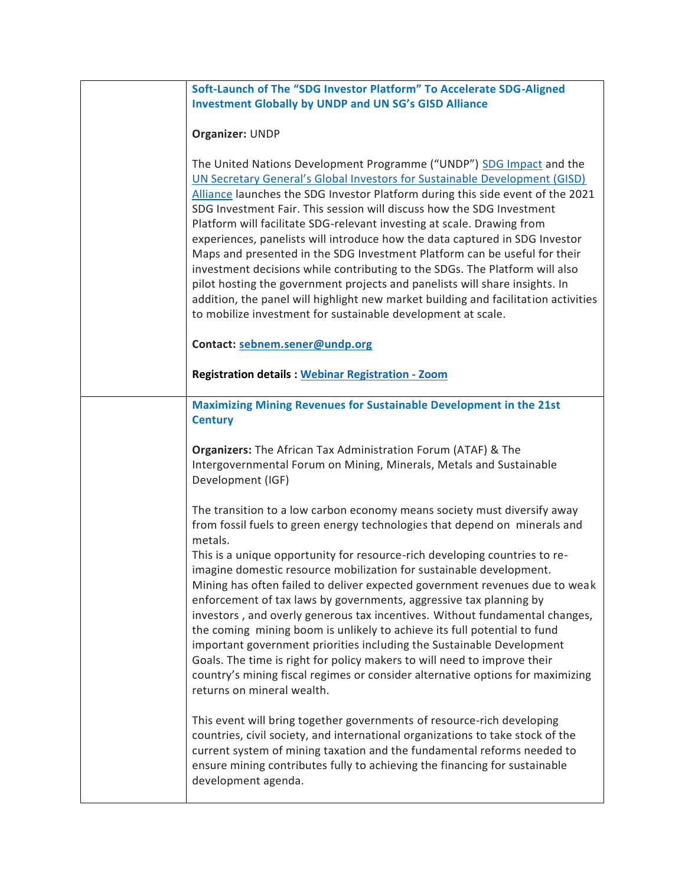| | |
|---|---|
| | **Soft-Launch of The "SDG Investor Platform" To Accelerate SDG-Aligned Investment Globally by UNDP and UN SG's GISD Alliance**<br><br>**Organizer:** UNDP<br><br>The United Nations Development Programme ("UNDP") SDG Impact and the UN Secretary General's Global Investors for Sustainable Development (GISD) Alliance launches the SDG Investor Platform during this side event of the 2021 SDG Investment Fair. This session will discuss how the SDG Investment Platform will facilitate SDG-relevant investing at scale. Drawing from experiences, panelists will introduce how the data captured in SDG Investor Maps and presented in the SDG Investment Platform can be useful for their investment decisions while contributing to the SDGs. The Platform will also pilot hosting the government projects and panelists will share insights. In addition, the panel will highlight new market building and facilitation activities to mobilize investment for sustainable development at scale.<br><br>**Contact: sebnem.sener@undp.org**<br><br>**Registration details : Webinar Registration - Zoom** |
| | **Maximizing Mining Revenues for Sustainable Development in the 21st Century**<br><br>**Organizers:** The African Tax Administration Forum (ATAF) & The Intergovernmental Forum on Mining, Minerals, Metals and Sustainable Development (IGF)<br><br>The transition to a low carbon economy means society must diversify away from fossil fuels to green energy technologies that depend on minerals and metals.<br>This is a unique opportunity for resource-rich developing countries to re-imagine domestic resource mobilization for sustainable development. Mining has often failed to deliver expected government revenues due to weak enforcement of tax laws by governments, aggressive tax planning by investors , and overly generous tax incentives. Without fundamental changes, the coming mining boom is unlikely to achieve its full potential to fund important government priorities including the Sustainable Development Goals. The time is right for policy makers to will need to improve their country's mining fiscal regimes or consider alternative options for maximizing returns on mineral wealth.<br><br>This event will bring together governments of resource-rich developing countries, civil society, and international organizations to take stock of the current system of mining taxation and the fundamental reforms needed to ensure mining contributes fully to achieving the financing for sustainable development agenda. |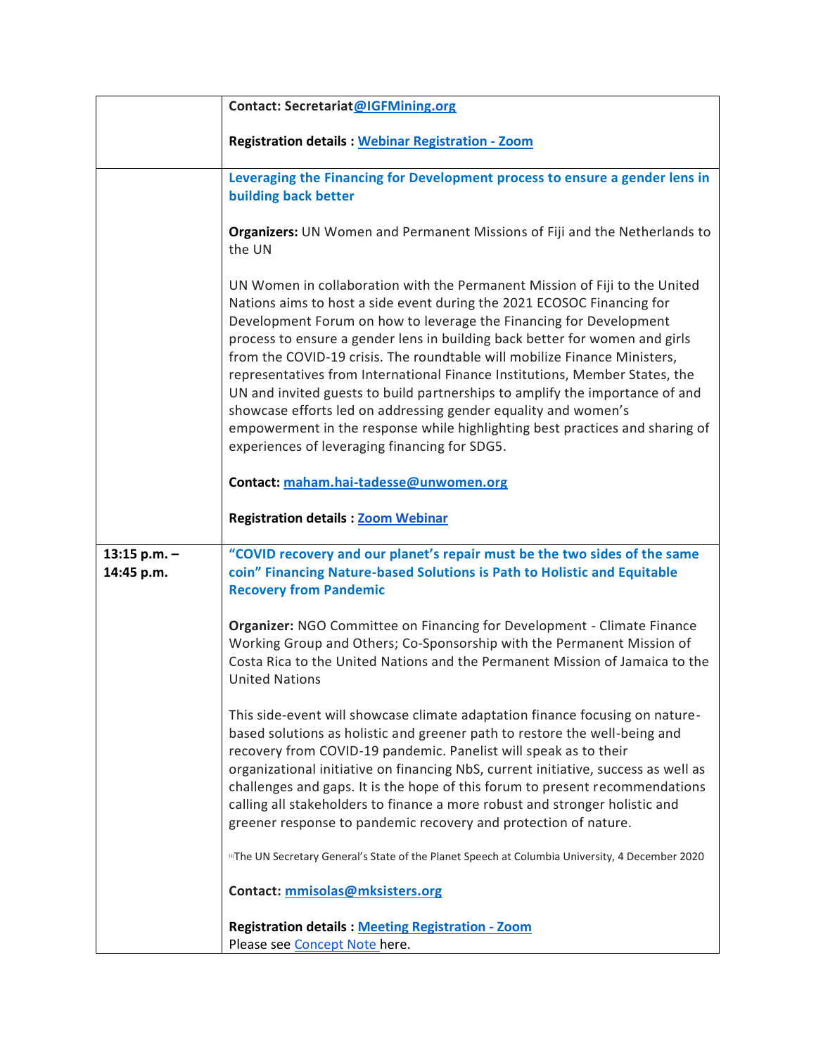| | |
|---|---|
| | **Contact: Secretariat@IGFMining.org**<br><br>**Registration details : Webinar Registration - Zoom** |
| | **Leveraging the Financing for Development process to ensure a gender lens in building back better**<br><br>**Organizers:** UN Women and Permanent Missions of Fiji and the Netherlands to the UN<br><br>UN Women in collaboration with the Permanent Mission of Fiji to the United Nations aims to host a side event during the 2021 ECOSOC Financing for Development Forum on how to leverage the Financing for Development process to ensure a gender lens in building back better for women and girls from the COVID-19 crisis. The roundtable will mobilize Finance Ministers, representatives from International Finance Institutions, Member States, the UN and invited guests to build partnerships to amplify the importance of and showcase efforts led on addressing gender equality and women's empowerment in the response while highlighting best practices and sharing of experiences of leveraging financing for SDG5.<br><br>**Contact: maham.hai-tadesse@unwomen.org**<br><br>**Registration details : Zoom Webinar** |
| **13:15 p.m. – 14:45 p.m.** | **"COVID recovery and our planet's repair must be the two sides of the same coin" Financing Nature-based Solutions is Path to Holistic and Equitable Recovery from Pandemic**<br><br>**Organizer:** NGO Committee on Financing for Development - Climate Finance Working Group and Others; Co-Sponsorship with the Permanent Mission of Costa Rica to the United Nations and the Permanent Mission of Jamaica to the United Nations<br><br>This side-event will showcase climate adaptation finance focusing on nature-based solutions as holistic and greener path to restore the well-being and recovery from COVID-19 pandemic. Panelist will speak as to their organizational initiative on financing NbS, current initiative, success as well as challenges and gaps. It is the hope of this forum to present recommendations calling all stakeholders to finance a more robust and stronger holistic and greener response to pandemic recovery and protection of nature.<br><br>[1]The UN Secretary General's State of the Planet Speech at Columbia University, 4 December 2020<br><br>**Contact: mmisolas@mksisters.org**<br><br>**Registration details : Meeting Registration - Zoom**<br>Please see Concept Note here. |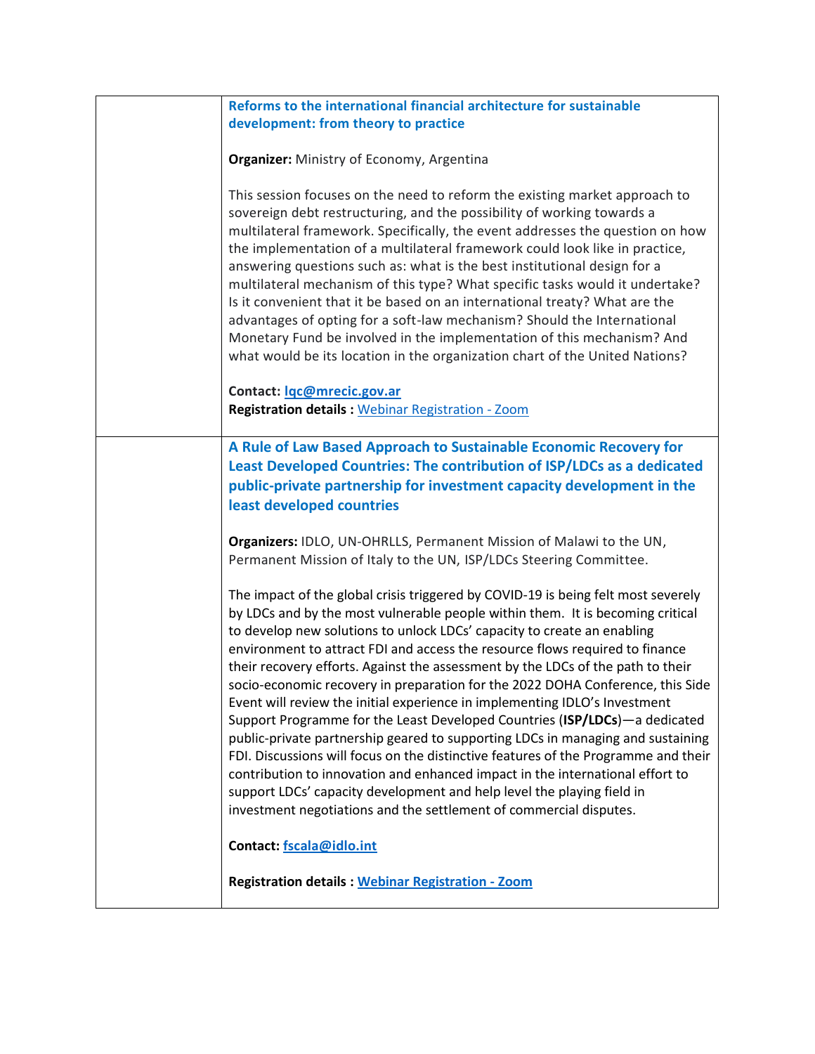| | |
|---|---|
| | **Reforms to the international financial architecture for sustainable development: from theory to practice**<br><br>**Organizer:** Ministry of Economy, Argentina<br><br>This session focuses on the need to reform the existing market approach to sovereign debt restructuring, and the possibility of working towards a multilateral framework. Specifically, the event addresses the question on how the implementation of a multilateral framework could look like in practice, answering questions such as: what is the best institutional design for a multilateral mechanism of this type? What specific tasks would it undertake? Is it convenient that it be based on an international treaty? What are the advantages of opting for a soft-law mechanism? Should the International Monetary Fund be involved in the implementation of this mechanism? And what would be its location in the organization chart of the United Nations?<br><br>**Contact:** **lqc@mrecic.gov.ar**<br>**Registration details :** Webinar Registration - Zoom |
| | **A Rule of Law Based Approach to Sustainable Economic Recovery for Least Developed Countries: The contribution of ISP/LDCs as a dedicated public-private partnership for investment capacity development in the least developed countries**<br><br>**Organizers:** IDLO, UN-OHRLLS, Permanent Mission of Malawi to the UN, Permanent Mission of Italy to the UN, ISP/LDCs Steering Committee.<br><br>The impact of the global crisis triggered by COVID-19 is being felt most severely by LDCs and by the most vulnerable people within them. It is becoming critical to develop new solutions to unlock LDCs' capacity to create an enabling environment to attract FDI and access the resource flows required to finance their recovery efforts. Against the assessment by the LDCs of the path to their socio-economic recovery in preparation for the 2022 DOHA Conference, this Side Event will review the initial experience in implementing IDLO's Investment Support Programme for the Least Developed Countries (**ISP/LDCs**)—a dedicated public-private partnership geared to supporting LDCs in managing and sustaining FDI. Discussions will focus on the distinctive features of the Programme and their contribution to innovation and enhanced impact in the international effort to support LDCs' capacity development and help level the playing field in investment negotiations and the settlement of commercial disputes.<br><br>**Contact:** **fscala@idlo.int**<br><br>**Registration details :** **Webinar Registration - Zoom** |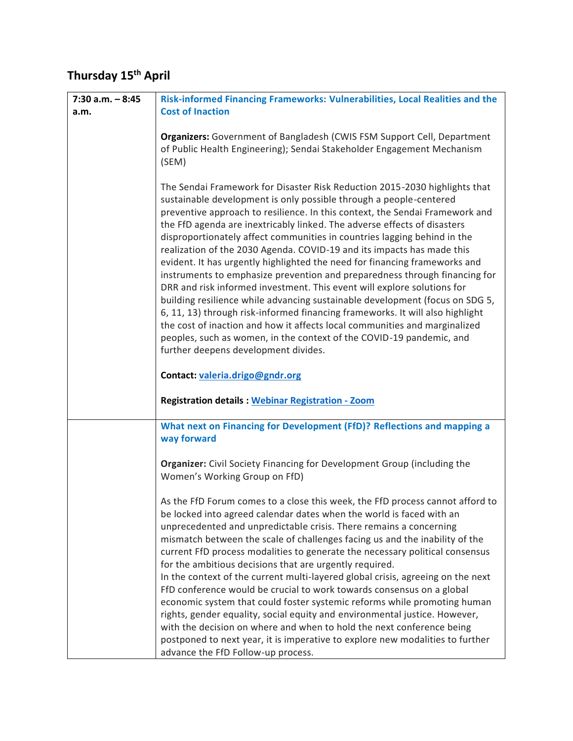## Thursday 15th April

| | |
|---|---|
| **7:30 a.m. – 8:45 a.m.** | **Risk-informed Financing Frameworks: Vulnerabilities, Local Realities and the Cost of Inaction**<br><br>**Organizers:** Government of Bangladesh (CWIS FSM Support Cell, Department of Public Health Engineering); Sendai Stakeholder Engagement Mechanism (SEM)<br><br>The Sendai Framework for Disaster Risk Reduction 2015-2030 highlights that sustainable development is only possible through a people-centered preventive approach to resilience. In this context, the Sendai Framework and the FfD agenda are inextricably linked. The adverse effects of disasters disproportionately affect communities in countries lagging behind in the realization of the 2030 Agenda. COVID-19 and its impacts has made this evident. It has urgently highlighted the need for financing frameworks and instruments to emphasize prevention and preparedness through financing for DRR and risk informed investment. This event will explore solutions for building resilience while advancing sustainable development (focus on SDG 5, 6, 11, 13) through risk-informed financing frameworks. It will also highlight the cost of inaction and how it affects local communities and marginalized peoples, such as women, in the context of the COVID-19 pandemic, and further deepens development divides.<br><br>**Contact:** [valeria.drigo@gndr.org](mailto:valeria.drigo@gndr.org)<br><br>**Registration details :** [Webinar Registration - Zoom]() |
| | **What next on Financing for Development (FfD)? Reflections and mapping a way forward**<br><br>**Organizer:** Civil Society Financing for Development Group (including the Women's Working Group on FfD)<br><br>As the FfD Forum comes to a close this week, the FfD process cannot afford to be locked into agreed calendar dates when the world is faced with an unprecedented and unpredictable crisis. There remains a concerning mismatch between the scale of challenges facing us and the inability of the current FfD process modalities to generate the necessary political consensus for the ambitious decisions that are urgently required.<br>In the context of the current multi-layered global crisis, agreeing on the next FfD conference would be crucial to work towards consensus on a global economic system that could foster systemic reforms while promoting human rights, gender equality, social equity and environmental justice. However, with the decision on where and when to hold the next conference being postponed to next year, it is imperative to explore new modalities to further advance the FfD Follow-up process. |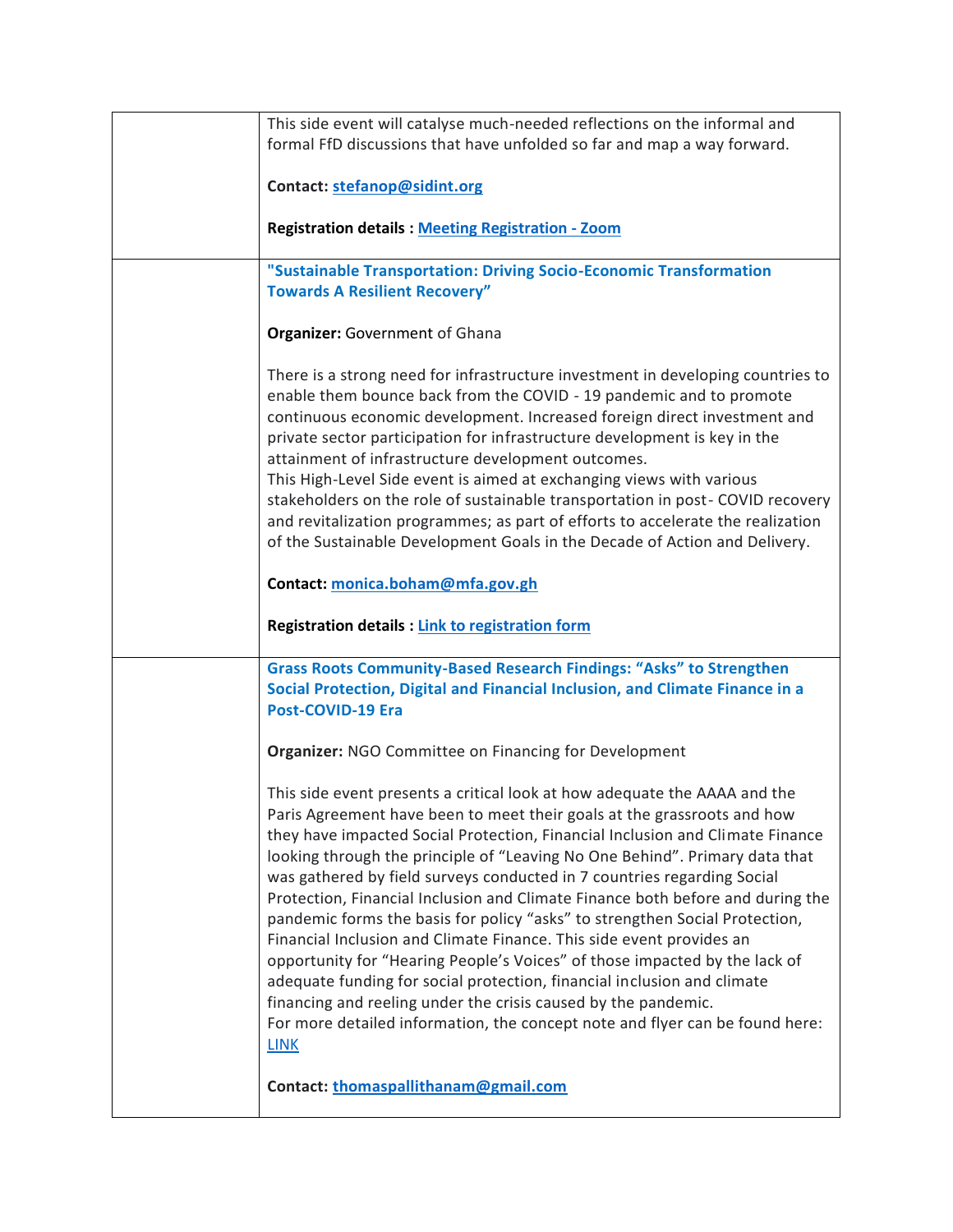| | |
|---|---|
| | This side event will catalyse much-needed reflections on the informal and formal FfD discussions that have unfolded so far and map a way forward.<br><br>**Contact: stefanop@sidint.org**<br><br>**Registration details : Meeting Registration - Zoom** |
| | **"Sustainable Transportation: Driving Socio-Economic Transformation Towards A Resilient Recovery"**<br><br>**Organizer:** Government of Ghana<br><br>There is a strong need for infrastructure investment in developing countries to enable them bounce back from the COVID - 19 pandemic and to promote continuous economic development. Increased foreign direct investment and private sector participation for infrastructure development is key in the attainment of infrastructure development outcomes.<br>This High-Level Side event is aimed at exchanging views with various stakeholders on the role of sustainable transportation in post- COVID recovery and revitalization programmes; as part of efforts to accelerate the realization of the Sustainable Development Goals in the Decade of Action and Delivery.<br><br>**Contact: monica.boham@mfa.gov.gh**<br><br>**Registration details : Link to registration form** |
| | **Grass Roots Community-Based Research Findings: "Asks" to Strengthen Social Protection, Digital and Financial Inclusion, and Climate Finance in a Post-COVID-19 Era**<br><br>**Organizer:** NGO Committee on Financing for Development<br><br>This side event presents a critical look at how adequate the AAAA and the Paris Agreement have been to meet their goals at the grassroots and how they have impacted Social Protection, Financial Inclusion and Climate Finance looking through the principle of "Leaving No One Behind". Primary data that was gathered by field surveys conducted in 7 countries regarding Social Protection, Financial Inclusion and Climate Finance both before and during the pandemic forms the basis for policy "asks" to strengthen Social Protection, Financial Inclusion and Climate Finance. This side event provides an opportunity for "Hearing People's Voices" of those impacted by the lack of adequate funding for social protection, financial inclusion and climate financing and reeling under the crisis caused by the pandemic.<br>For more detailed information, the concept note and flyer can be found here: LINK<br><br>**Contact: thomaspallithanam@gmail.com** |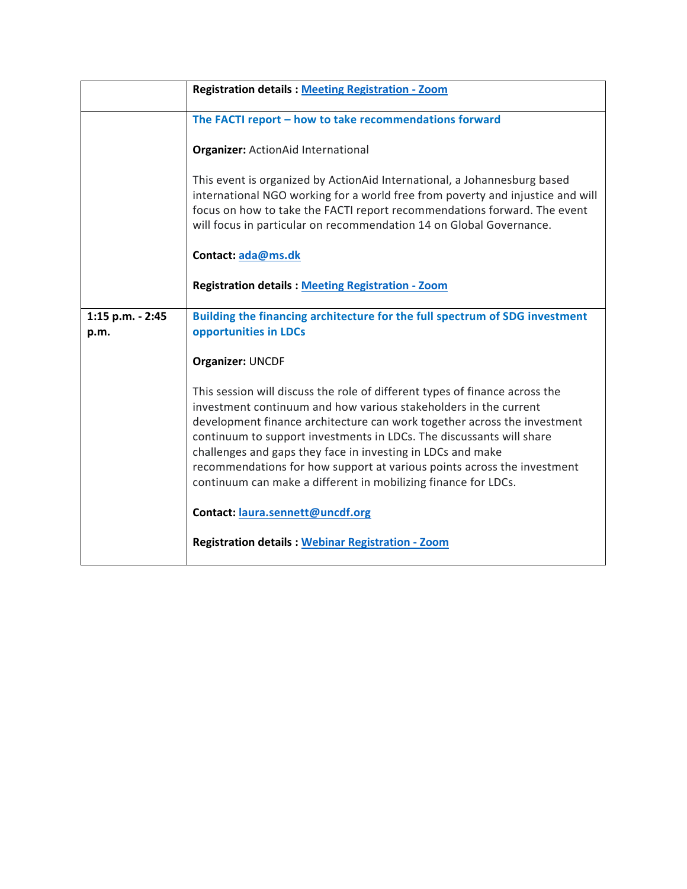| | |
|---|---|
| | **Registration details :** Meeting Registration - Zoom |
| | **The FACTI report – how to take recommendations forward**<br><br>**Organizer:** ActionAid International<br><br>This event is organized by ActionAid International, a Johannesburg based international NGO working for a world free from poverty and injustice and will focus on how to take the FACTI report recommendations forward. The event will focus in particular on recommendation 14 on Global Governance.<br><br>**Contact:** ada@ms.dk<br><br>**Registration details :** Meeting Registration - Zoom |
| **1:15 p.m. - 2:45 p.m.** | **Building the financing architecture for the full spectrum of SDG investment opportunities in LDCs**<br><br>**Organizer:** UNCDF<br><br>This session will discuss the role of different types of finance across the investment continuum and how various stakeholders in the current development finance architecture can work together across the investment continuum to support investments in LDCs. The discussants will share challenges and gaps they face in investing in LDCs and make recommendations for how support at various points across the investment continuum can make a different in mobilizing finance for LDCs.<br><br>**Contact:** laura.sennett@uncdf.org<br><br>**Registration details :** Webinar Registration - Zoom |